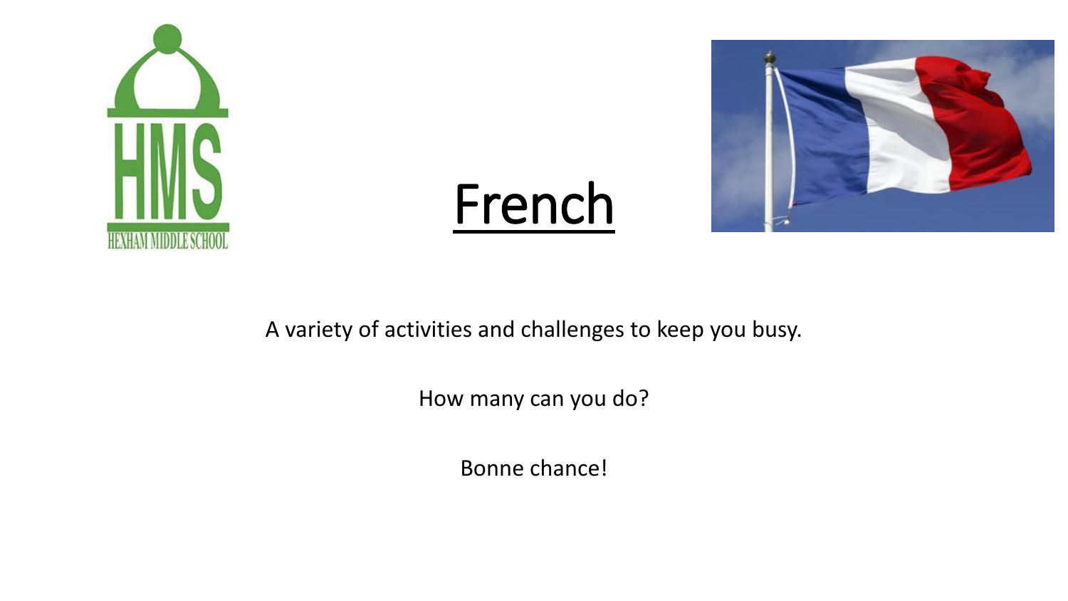# French

A variety of activities and challenges to keep you busy.

How many can you do?

Bonne chance!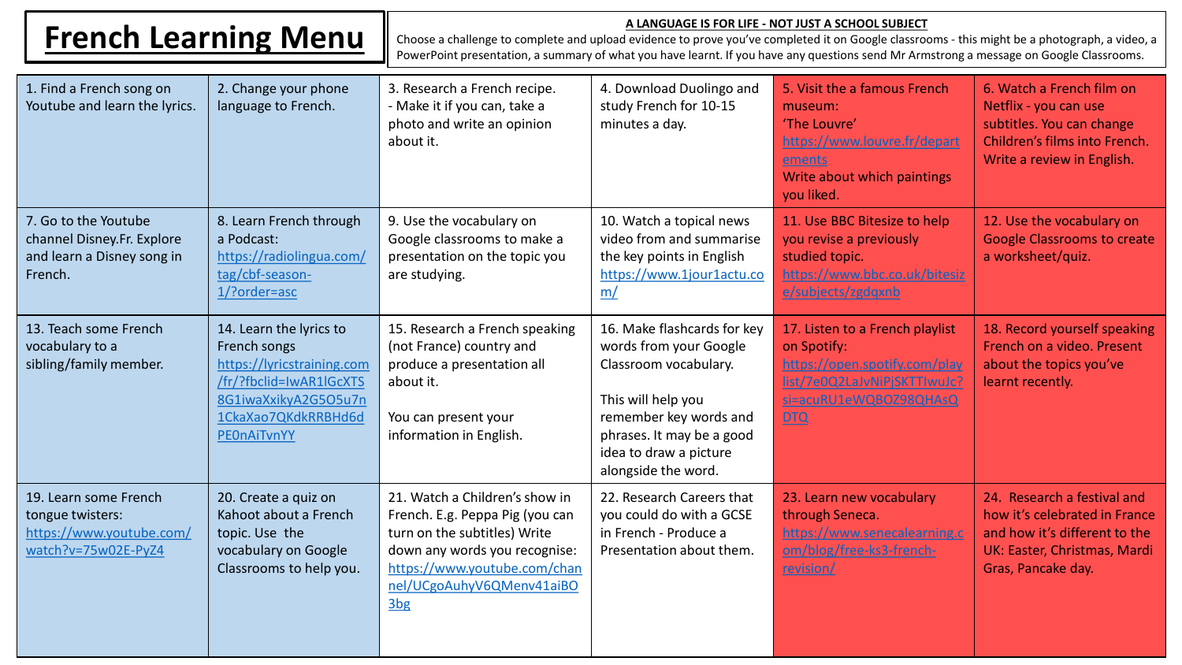# French Learning Menu

**A LANGUAGE IS FOR LIFE - NOT JUST A SCHOOL SUBJECT**

Choose a challenge to complete and upload evidence to prove you've completed it on Google classrooms - this might be a photograph, a video, a PowerPoint presentation, a summary of what you have learnt. If you have any questions send Mr Armstrong a message on Google Classrooms.

| | | | | | |
|---|---|---|---|---|---|
| 1. Find a French song on Youtube and learn the lyrics. | 2. Change your phone language to French. | 3. Research a French recipe. - Make it if you can, take a photo and write an opinion about it. | 4. Download Duolingo and study French for 10-15 minutes a day. | 5. Visit the a famous French museum: 'The Louvre' https://www.louvre.fr/departements Write about which paintings you liked. | 6. Watch a French film on Netflix - you can use subtitles. You can change Children's films into French. Write a review in English. |
| 7. Go to the Youtube channel Disney.Fr. Explore and learn a Disney song in French. | 8. Learn French through a Podcast: https://radiolingua.com/tag/cbf-season-1/?order=asc | 9. Use the vocabulary on Google classrooms to make a presentation on the topic you are studying. | 10. Watch a topical news video from and summarise the key points in English https://www.1jour1actu.com/ | 11. Use BBC Bitesize to help you revise a previously studied topic. https://www.bbc.co.uk/bitesize/subjects/zgdqxnb | 12. Use the vocabulary on Google Classrooms to create a worksheet/quiz. |
| 13. Teach some French vocabulary to a sibling/family member. | 14. Learn the lyrics to French songs https://lyricstraining.com/fr/?fbclid=IwAR1lGcXTS8G1iwaXxikyA2G5O5u7n1CkaXao7QKdkRRBHd6dPE0nAiTvnYY | 15. Research a French speaking (not France) country and produce a presentation all about it. You can present your information in English. | 16. Make flashcards for key words from your Google Classroom vocabulary. This will help you remember key words and phrases. It may be a good idea to draw a picture alongside the word. | 17. Listen to a French playlist on Spotify: https://open.spotify.com/playlist/7e0Q2LaJvNiPjSKTTIwuJc?si=acuRU1eWQBOZ98QHAsQDTQ | 18. Record yourself speaking French on a video. Present about the topics you've learnt recently. |
| 19. Learn some French tongue twisters: https://www.youtube.com/watch?v=75w02E-PyZ4 | 20. Create a quiz on Kahoot about a French topic. Use the vocabulary on Google Classrooms to help you. | 21. Watch a Children's show in French. E.g. Peppa Pig (you can turn on the subtitles) Write down any words you recognise: https://www.youtube.com/channel/UCgoAuhyV6QMenv41aiBO3bg | 22. Research Careers that you could do with a GCSE in French - Produce a Presentation about them. | 23. Learn new vocabulary through Seneca. https://www.senecalearning.com/blog/free-ks3-french-revision/ | 24. Research a festival and how it's celebrated in France and how it's different to the UK: Easter, Christmas, Mardi Gras, Pancake day. |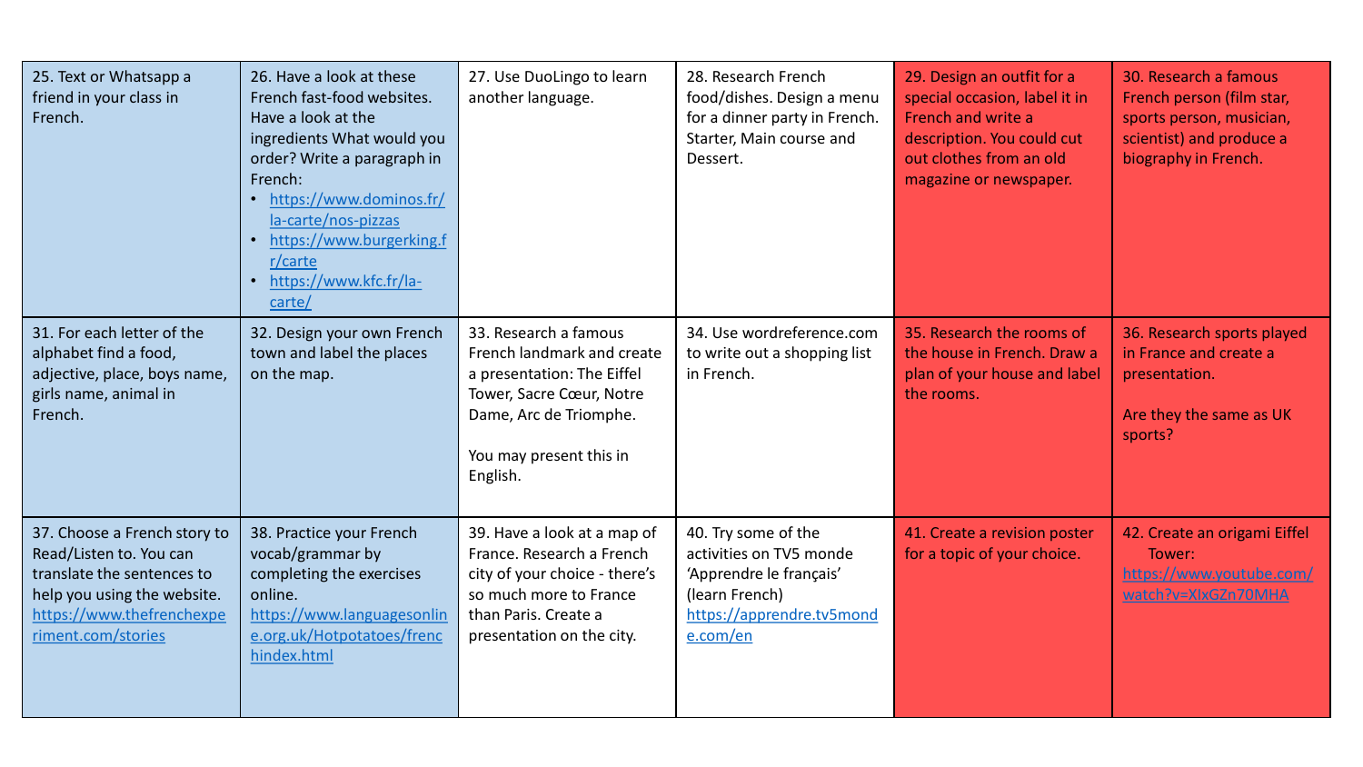| | | | | | |
|---|---|---|---|---|---|
| 25. Text or Whatsapp a friend in your class in French. | 26. Have a look at these French fast-food websites. Have a look at the ingredients What would you order? Write a paragraph in French: <br>• https://www.dominos.fr/la-carte/nos-pizzas <br>• https://www.burgerking.fr/carte <br>• https://www.kfc.fr/la-carte/ | 27. Use DuoLingo to learn another language. | 28. Research French food/dishes. Design a menu for a dinner party in French. Starter, Main course and Dessert. | 29. Design an outfit for a special occasion, label it in French and write a description. You could cut out clothes from an old magazine or newspaper. | 30. Research a famous French person (film star, sports person, musician, scientist) and produce a biography in French. |
| 31. For each letter of the alphabet find a food, adjective, place, boys name, girls name, animal in French. | 32. Design your own French town and label the places on the map. | 33. Research a famous French landmark and create a presentation: The Eiffel Tower, Sacre Cœur, Notre Dame, Arc de Triomphe. <br><br>You may present this in English. | 34. Use wordreference.com to write out a shopping list in French. | 35. Research the rooms of the house in French. Draw a plan of your house and label the rooms. | 36. Research sports played in France and create a presentation. <br><br>Are they the same as UK sports? |
| 37. Choose a French story to Read/Listen to. You can translate the sentences to help you using the website. https://www.thefrenchexperiment.com/stories | 38. Practice your French vocab/grammar by completing the exercises online. https://www.languagesonline.org.uk/Hotpotatoes/frenchindex.html | 39. Have a look at a map of France. Research a French city of your choice - there's so much more to France than Paris. Create a presentation on the city. | 40. Try some of the activities on TV5 monde 'Apprendre le français' (learn French) https://apprendre.tv5monde.com/en | 41. Create a revision poster for a topic of your choice. | 42. Create an origami Eiffel Tower: https://www.youtube.com/watch?v=XlxGZn70MHA |